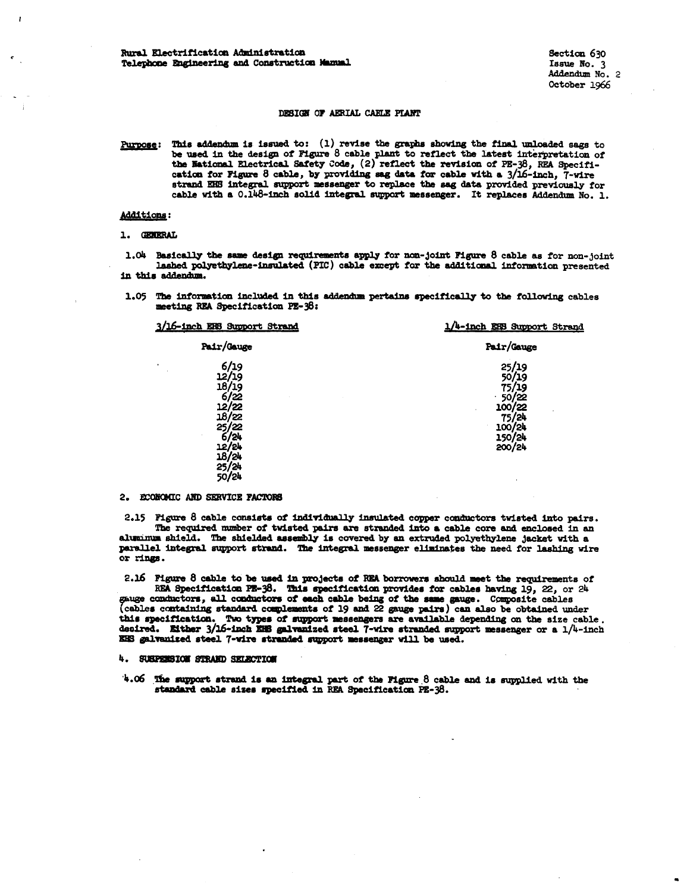Rural Electrification Administration
Telephone Engineering and Construction Manual

Section 630
Issue No. 3
Addendum No. 2
October 1966

# DESIGN OF AERIAL CABLE PLANT

**Purpose:** This addendum is issued to: (1) revise the graphs showing the final unloaded sags to be used in the design of Figure 8 cable plant to reflect the latest interpretation of the National Electrical Safety Code, (2) reflect the revision of PE-38, REA Specification for Figure 8 cable, by providing sag data for cable with a 3/16-inch, 7-wire strand EHS integral support messenger to replace the sag data provided previously for cable with a 0.148-inch solid integral support messenger. It replaces Addendum No. 1.

**Additions:**

## 1. GENERAL

1.04 Basically the same design requirements apply for non-joint Figure 8 cable as for non-joint lashed polyethylene-insulated (PIC) cable except for the additional information presented in this addendum.

1.05 The information included in this addendum pertains specifically to the following cables meeting REA Specification PE-38:

| 3/16-inch EHS Support Strand | 1/4-inch EHS Support Strand |
|---|---|
| Pair/Gauge | Pair/Gauge |
| 6/19 | 25/19 |
| 12/19 | 50/19 |
| 18/19 | 75/19 |
| 6/22 | 50/22 |
| 12/22 | 100/22 |
| 18/22 | 75/24 |
| 25/22 | 100/24 |
| 6/24 | 150/24 |
| 12/24 | 200/24 |
| 18/24 | |
| 25/24 | |
| 50/24 | |

## 2. ECONOMIC AND SERVICE FACTORS

2.15 Figure 8 cable consists of individually insulated copper conductors twisted into pairs. The required number of twisted pairs are stranded into a cable core and enclosed in an aluminum shield. The shielded assembly is covered by an extruded polyethylene jacket with a parallel integral support strand. The integral messenger eliminates the need for lashing wire or rings.

2.16 Figure 8 cable to be used in projects of REA borrowers should meet the requirements of REA Specification PE-38. This specification provides for cables having 19, 22, or 24 gauge conductors, all conductors of each cable being of the same gauge. Composite cables (cables containing standard complements of 19 and 22 gauge pairs) can also be obtained under this specification. Two types of support messengers are available depending on the size cable desired. Either 3/16-inch EHS galvanized steel 7-wire stranded support messenger or a 1/4-inch EHS galvanized steel 7-wire stranded support messenger will be used.

## 4. SUSPENSION STRAND SELECTION

4.06 The support strand is an integral part of the Figure 8 cable and is supplied with the standard cable sizes specified in REA Specification PE-38.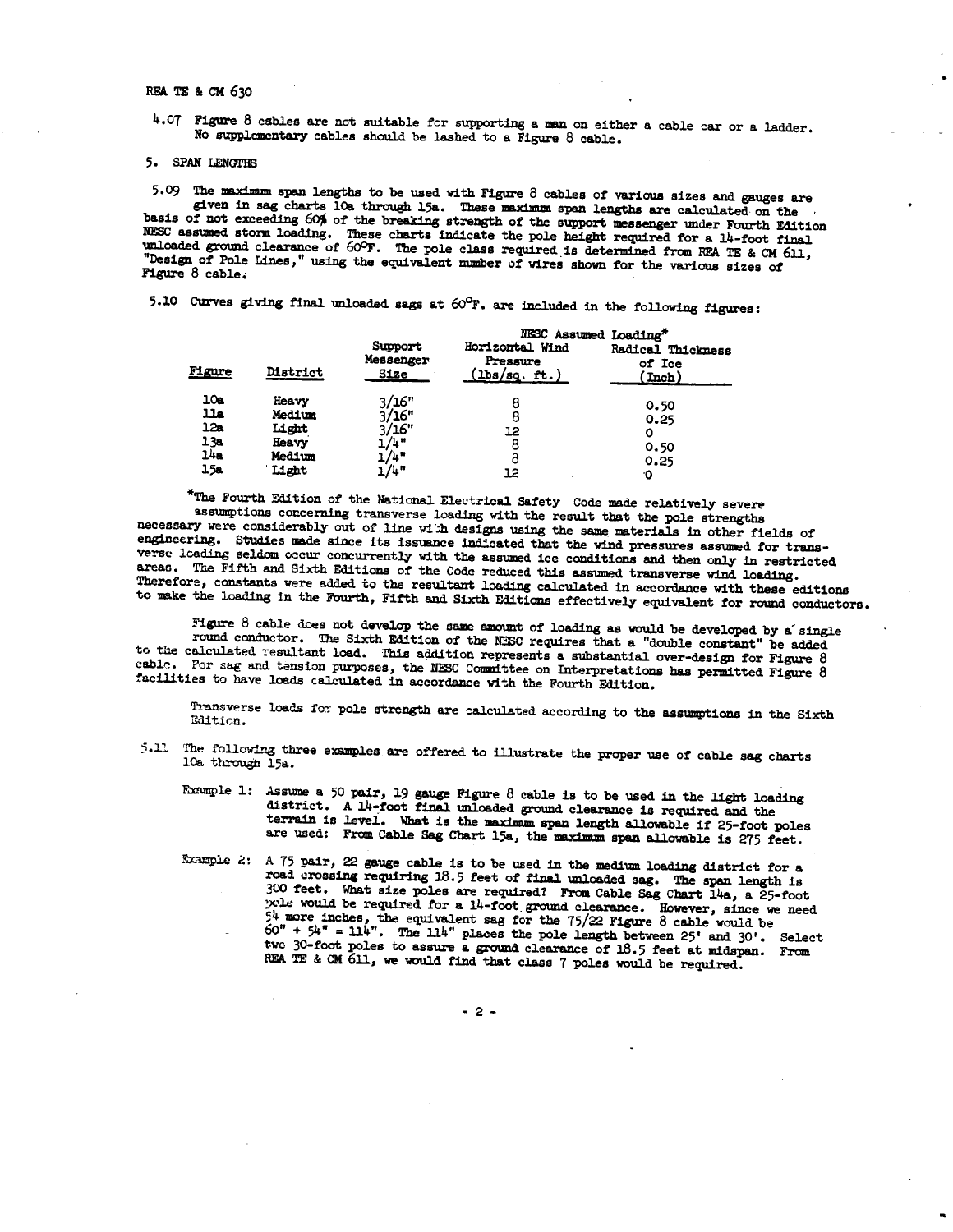4.07 Figure 8 cables are not suitable for supporting a man on either a cable car or a ladder. No supplementary cables should be lashed to a Figure 8 cable.

## 5. SPAN LENGTHS

5.09 The maximum span lengths to be used with Figure 8 cables of various sizes and gauges are given in sag charts 10a through 15a. These maximum span lengths are calculated on the basis of not exceeding 60% of the breaking strength of the support messenger under Fourth Edition NESC assumed storm loading. These charts indicate the pole height required for a 14-foot final unloaded ground clearance of 60°F. The pole class required is determined from REA TE & CM 611, "Design of Pole Lines," using the equivalent number of wires shown for the various sizes of Figure 8 cable.

5.10 Curves giving final unloaded sags at 60°F. are included in the following figures:

| Figure | District | Support Messenger Size | NESC Assumed Loading* | |
|---|---|---|---|---|
| | | | Horizontal Wind Pressure (lbs/sq. ft.) | Radical Thickness of Ice (Inch) |
| 10a | Heavy | 3/16" | 8 | 0.50 |
| 11a | Medium | 3/16" | 8 | 0.25 |
| 12a | Light | 3/16" | 12 | 0 |
| 13a | Heavy | 1/4" | 8 | 0.50 |
| 14a | Medium | 1/4" | 8 | 0.25 |
| 15a | Light | 1/4" | 12 | 0 |

*The Fourth Edition of the National Electrical Safety Code made relatively severe assumptions concerning transverse loading with the result that the pole strengths necessary were considerably out of line with designs using the same materials in other fields of engineering. Studies made since its issuance indicated that the wind pressures assumed for transverse loading seldom occur concurrently with the assumed ice conditions and then only in restricted areas. The Fifth and Sixth Editions of the Code reduced this assumed transverse wind loading. Therefore, constants were added to the resultant loading calculated in accordance with these editions to make the loading in the Fourth, Fifth and Sixth Editions effectively equivalent for round conductors.

Figure 8 cable does not develop the same amount of loading as would be developed by a single round conductor. The Sixth Edition of the NESC requires that a "double constant" be added to the calculated resultant load. This addition represents a substantial over-design for Figure 8 cable. For sag and tension purposes, the NESC Committee on Interpretations has permitted Figure 8 facilities to have loads calculated in accordance with the Fourth Edition.

Transverse loads for pole strength are calculated according to the assumptions in the Sixth Edition.

5.11 The following three examples are offered to illustrate the proper use of cable sag charts 10a through 15a.

Example 1: Assume a 50 pair, 19 gauge Figure 8 cable is to be used in the light loading district. A 14-foot final unloaded ground clearance is required and the terrain is level. What is the maximum span length allowable if 25-foot poles are used: From Cable Sag Chart 15a, the maximum span allowable is 275 feet.

Example 2: A 75 pair, 22 gauge cable is to be used in the medium loading district for a road crossing requiring 18.5 feet of final unloaded sag. The span length is 300 feet. What size poles are required? From Cable Sag Chart 14a, a 25-foot pole would be required for a 14-foot ground clearance. However, since we need 54 more inches, the equivalent sag for the 75/22 Figure 8 cable would be 60" + 54" = 114". The 114" places the pole length between 25' and 30'. Select two 30-foot poles to assure a ground clearance of 18.5 feet at midspan. From REA TE & CM 611, we would find that class 7 poles would be required.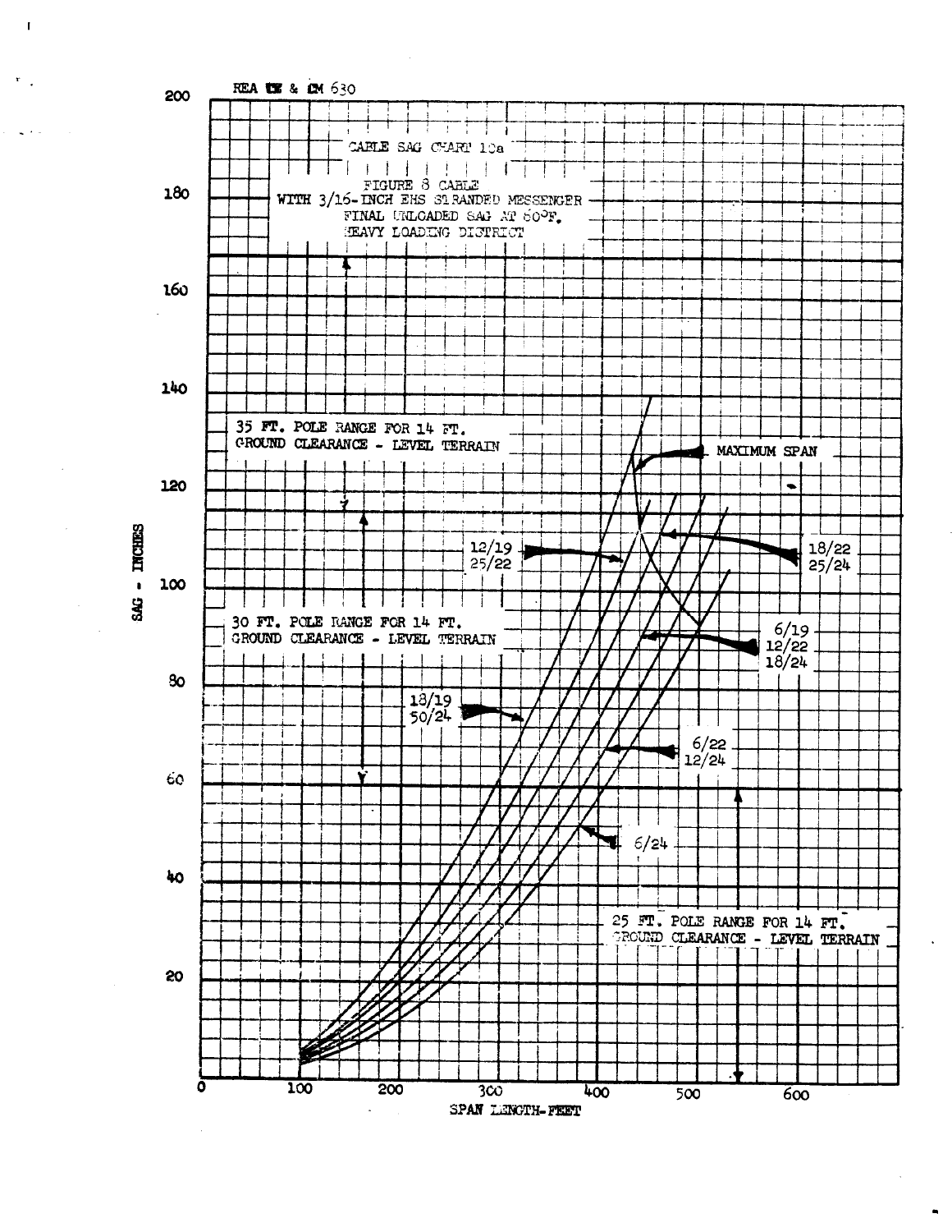REA TE & CM 630

CABLE SAG CHART 10a

FIGURE 8 CABLE
WITH 3/16-INCH EHS STRANDED MESSENGER
FINAL UNLOADED SAG AT 60°F.
HEAVY LOADING DISTRICT

35 FT. POLE RANGE FOR 14 FT.
GROUND CLEARANCE - LEVEL TERRAIN

MAXIMUM SPAN

12/19
25/22

18/22
25/24

30 FT. POLE RANGE FOR 14 FT.
GROUND CLEARANCE - LEVEL TERRAIN

6/19
12/22
18/24

18/19
50/24

6/22
12/24

6/24

25 FT. POLE RANGE FOR 14 FT.
GROUND CLEARANCE - LEVEL TERRAIN

SAG - INCHES

SPAN LENGTH-FEET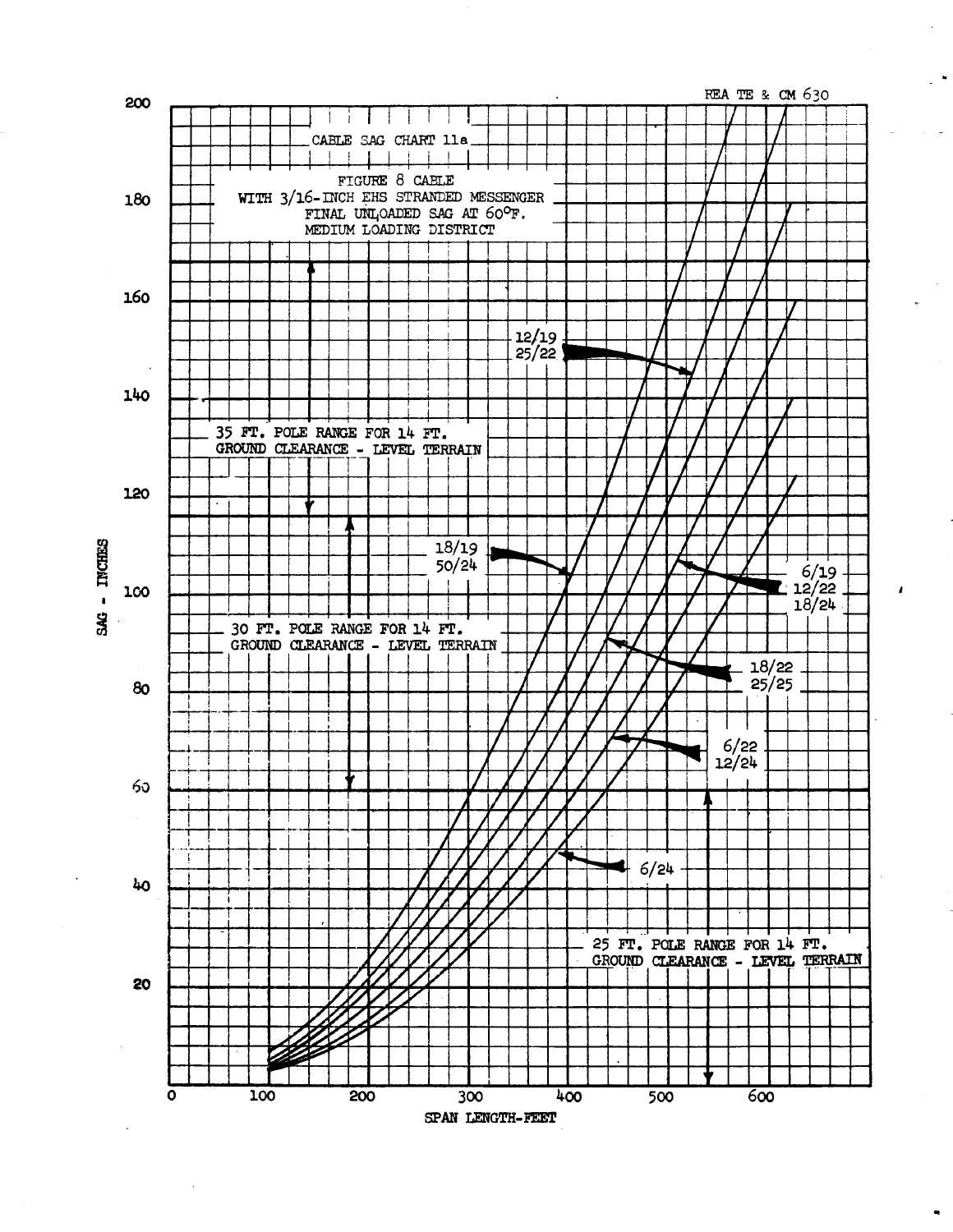REA TE & CM 630

CABLE SAG CHART 11a

FIGURE 8 CABLE
WITH 3/16-INCH EHS STRANDED MESSENGER
FINAL UNLOADED SAG AT 60°F.
MEDIUM LOADING DISTRICT

35 FT. POLE RANGE FOR 14 FT. GROUND CLEARANCE - LEVEL TERRAIN

30 FT. POLE RANGE FOR 14 FT. GROUND CLEARANCE - LEVEL TERRAIN

25 FT. POLE RANGE FOR 14 FT. GROUND CLEARANCE - LEVEL TERRAIN

12/19
25/22

18/19
50/24

6/19
12/22
18/24

18/22
25/25

6/22
12/24

6/24

SAG - INCHES

SPAN LENGTH-FEET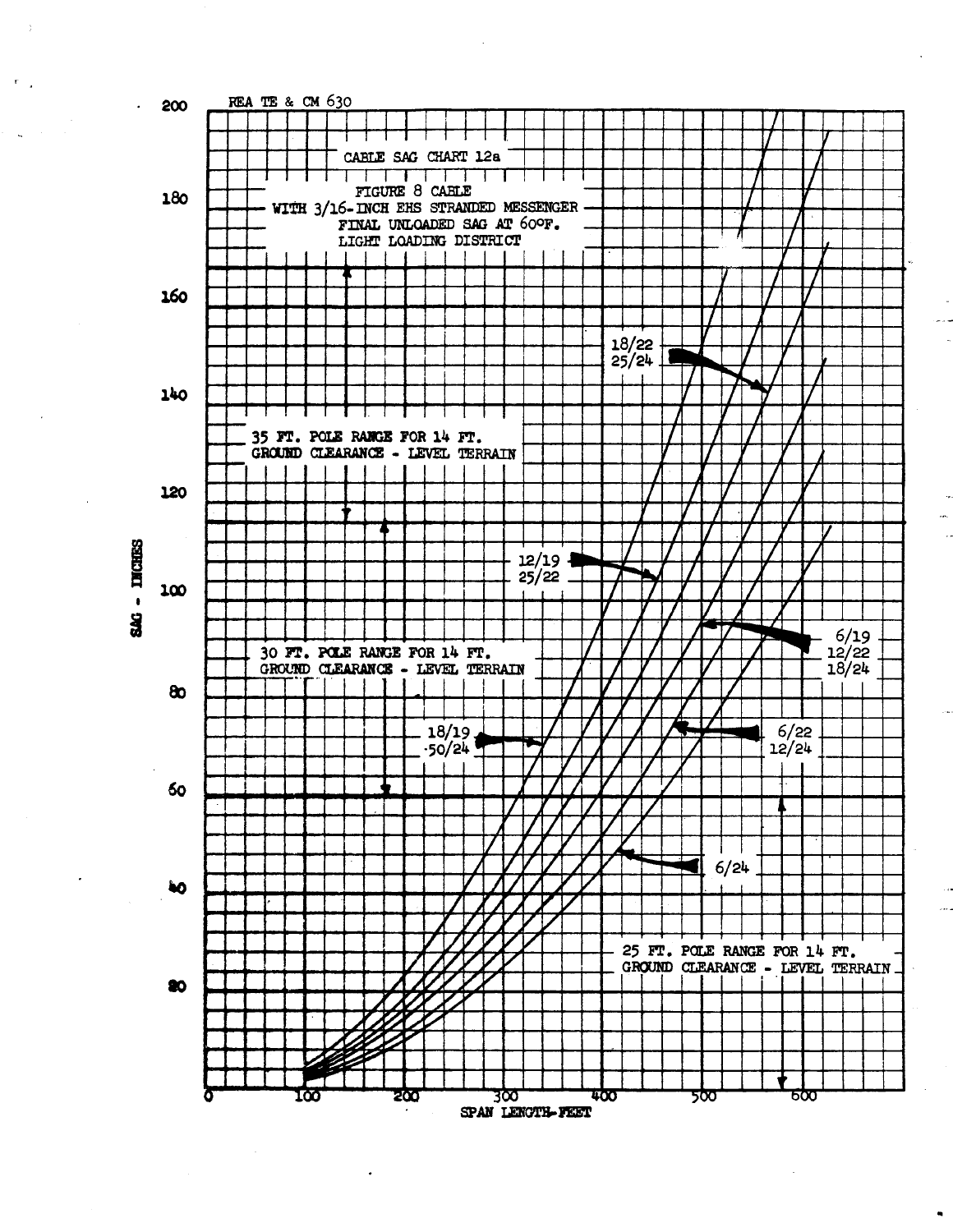REA TE & CM 630

CABLE SAG CHART 12a

FIGURE 8 CABLE
WITH 3/16-INCH EHS STRANDED MESSENGER
FINAL UNLOADED SAG AT 60°F.
LIGHT LOADING DISTRICT

35 FT. POLE RANGE FOR 14 FT.
GROUND CLEARANCE - LEVEL TERRAIN

30 FT. POLE RANGE FOR 14 FT.
GROUND CLEARANCE - LEVEL TERRAIN

25 FT. POLE RANGE FOR 14 FT.
GROUND CLEARANCE - LEVEL TERRAIN

18/22
25/24

12/19
25/22

6/19
12/22
18/24

18/19
50/24

6/22
12/24

6/24

SAG - INCHES: 20, 40, 60, 80, 100, 120, 140, 160, 180, 200

SPAN LENGTH-FEET: 0, 100, 200, 300, 400, 500, 600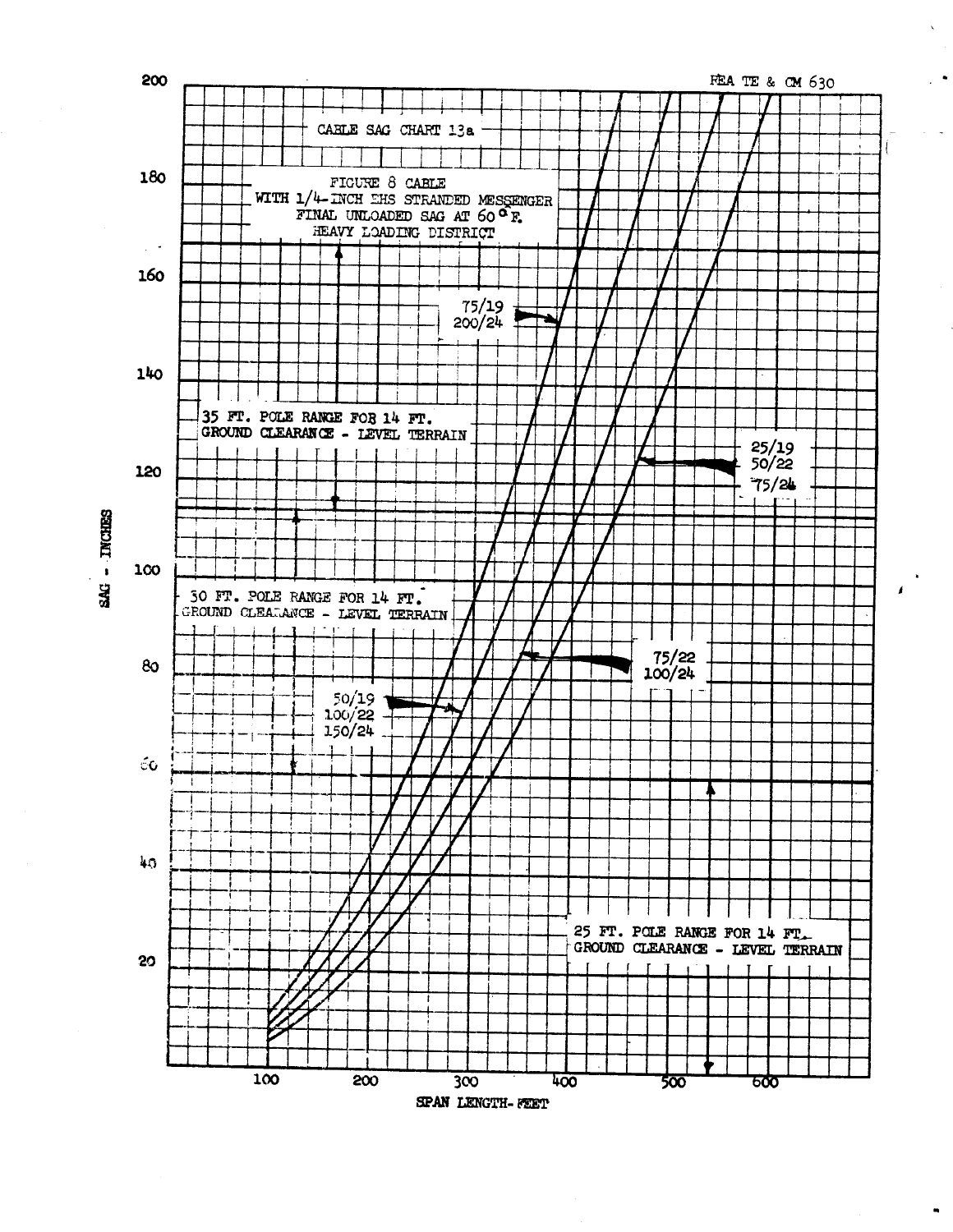REA TE & CM 630

CABLE SAG CHART 13a

FIGURE 8 CABLE
WITH 1/4-INCH EHS STRANDED MESSENGER
FINAL UNLOADED SAG AT 60° F.
HEAVY LOADING DISTRICT

75/19
200/24

25/19
50/22
75/24

35 FT. POLE RANGE FOR 14 FT.
GROUND CLEARANCE - LEVEL TERRAIN

30 FT. POLE RANGE FOR 14 FT.
GROUND CLEARANCE - LEVEL TERRAIN

75/22
100/24

50/19
100/22
150/24

25 FT. POLE RANGE FOR 14 FT.
GROUND CLEARANCE - LEVEL TERRAIN

SAG - INCHES

SPAN LENGTH- FEET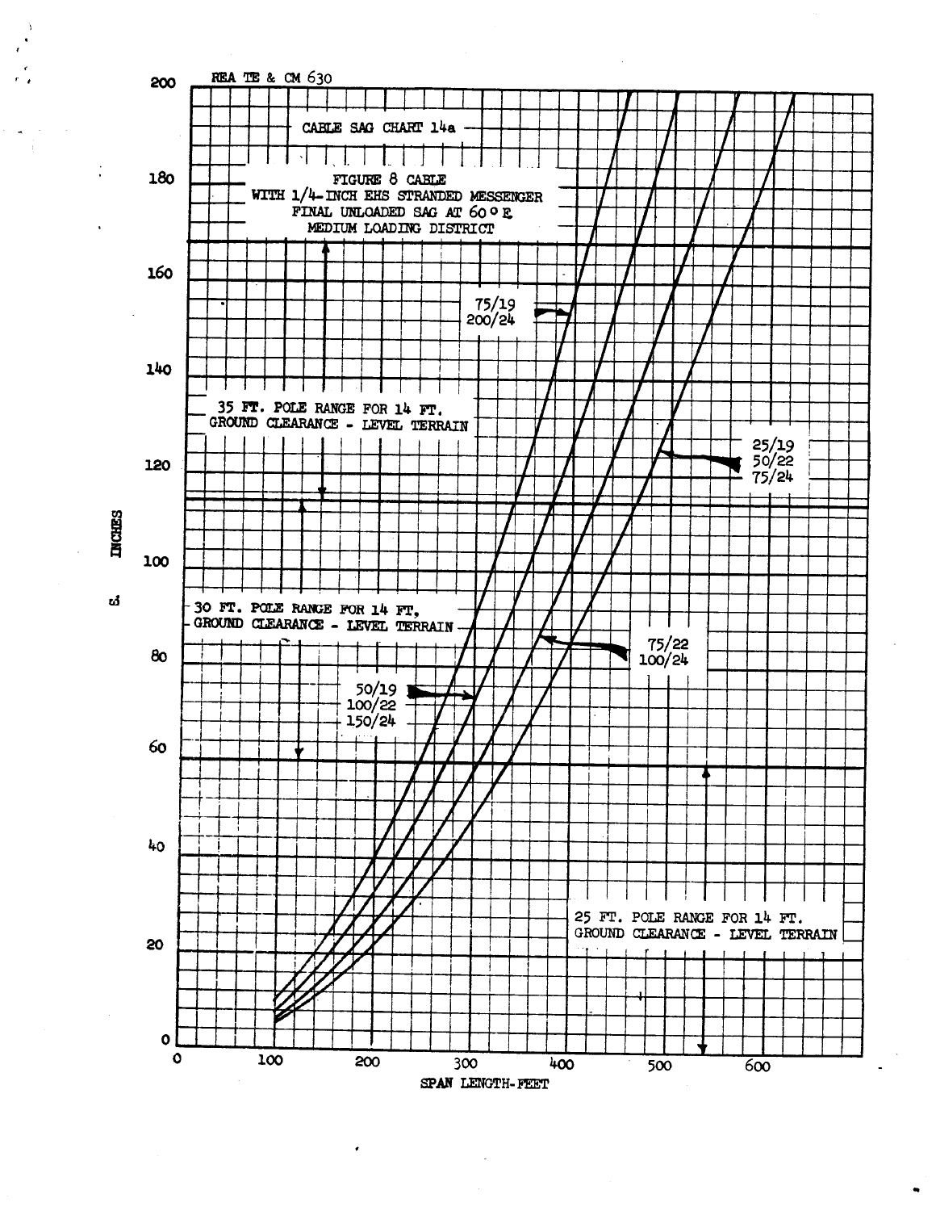REA TE & CM 630

CABLE SAG CHART 14a

FIGURE 8 CABLE
WITH 1/4-INCH EHS STRANDED MESSENGER
FINAL UNLOADED SAG AT 60° F.
MEDIUM LOADING DISTRICT

35 FT. POLE RANGE FOR 14 FT. GROUND CLEARANCE - LEVEL TERRAIN

30 FT. POLE RANGE FOR 14 FT. GROUND CLEARANCE - LEVEL TERRAIN

25 FT. POLE RANGE FOR 14 FT. GROUND CLEARANCE - LEVEL TERRAIN

75/19
200/24

50/19
100/22
150/24

75/22
100/24

25/19
50/22
75/24

INCHES

SPAN LENGTH-FEET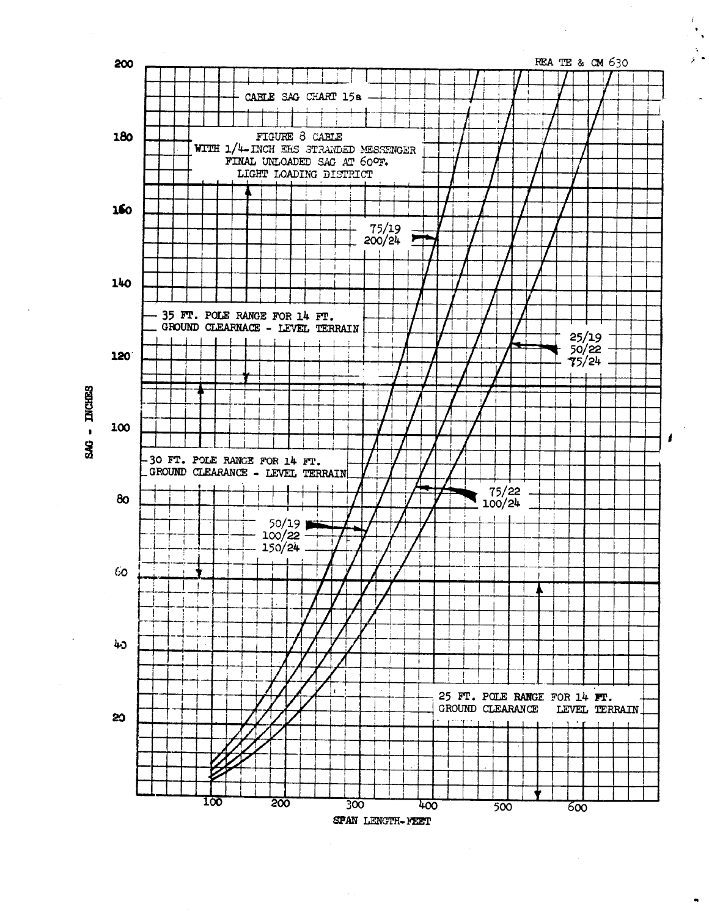REA TE & CM 630

CABLE SAG CHART 15a

FIGURE 8 CABLE
WITH 1/4-INCH EHS STRANDED MESSENGER
FINAL UNLOADED SAG AT 60°F.
LIGHT LOADING DISTRICT

75/19
200/24

35 FT. POLE RANGE FOR 14 FT.
GROUND CLEARNACE - LEVEL TERRAIN

25/19
50/22
75/24

30 FT. POLE RANGE FOR 14 FT.
GROUND CLEARANCE - LEVEL TERRAIN

75/22
100/24

50/19
100/22
150/24

25 FT. POLE RANGE FOR 14 FT.
GROUND CLEARANCE LEVEL TERRAIN

SAG - INCHES

200
180
160
140
120
100
80
60
40
20

100
200
300
400
500
600

SPAN LENGTH-FEET